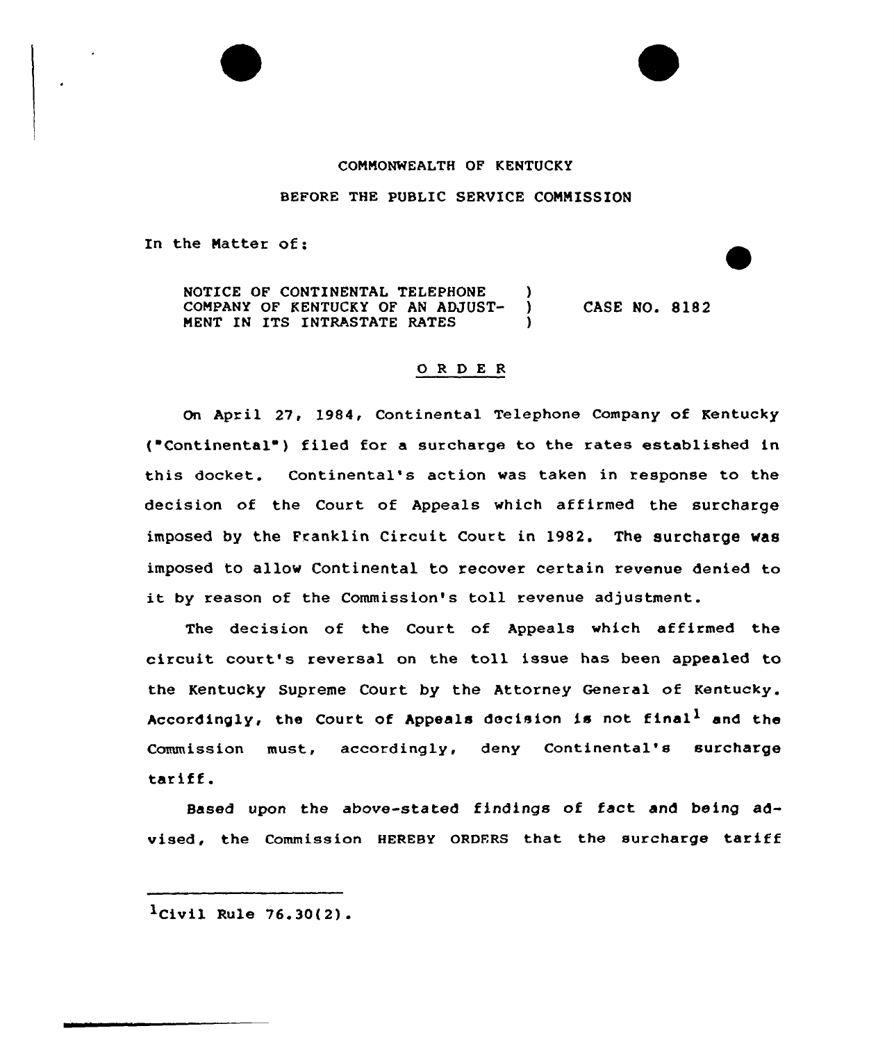COMMONWEALTH OF KENTUCKY

BEFORE THE PUBLIC SERVICE COMMISSION

In the Matter of:

| | | |
|---|---|---|
| NOTICE OF CONTINENTAL TELEPHONE COMPANY OF KENTUCKY OF AN ADJUSTMENT IN ITS INTRASTATE RATES | ) ) ) | CASE NO. 8182 |

## O R D E R

On April 27, 1984, Continental Telephone Company of Kentucky ("Continental") filed for a surcharge to the rates established in this docket. Continental's action was taken in response to the decision of the Court of Appeals which affirmed the surcharge imposed by the Franklin Circuit Court in 1982. The surcharge was imposed to allow Continental to recover certain revenue denied to it by reason of the Commission's toll revenue adjustment.

The decision of the Court of Appeals which affirmed the circuit court's reversal on the toll issue has been appealed to the Kentucky Supreme Court by the Attorney General of Kentucky. Accordingly, the Court of Appeals decision is not final[1] and the Commission must, accordingly, deny Continental's surcharge tariff.

Based upon the above-stated findings of fact and being advised, the Commission HEREBY ORDERS that the surcharge tariff

---

[1] Civil Rule 76.30(2).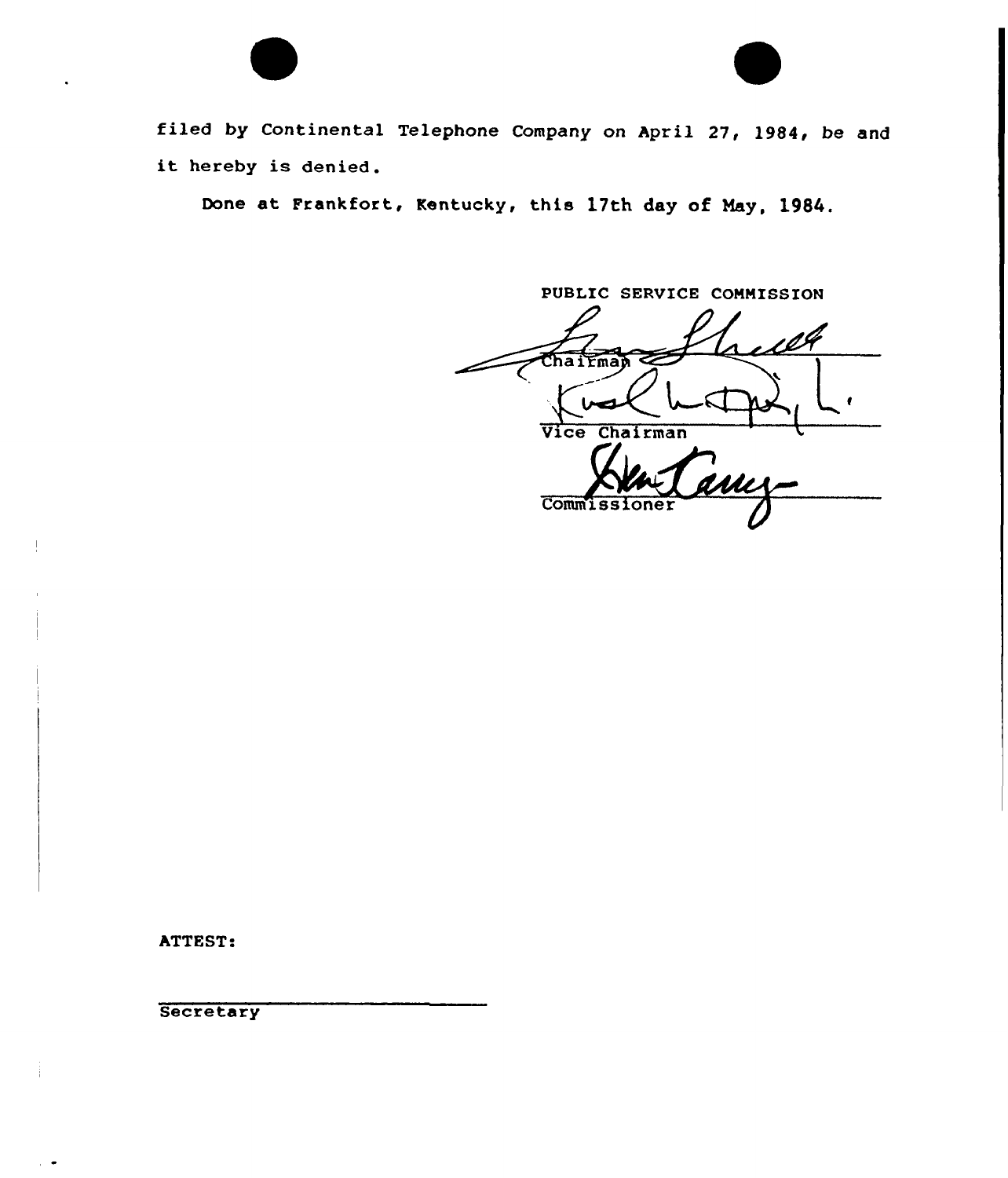filed by Continental Telephone Company on April 27, 1984, be and it hereby is denied.

Done at Frankfort, Kentucky, this 17th day of May, 1984.

PUBLIC SERVICE COMMISSION

Chairman

Vice Chairman

Commissioner

ATTEST:

Secretary